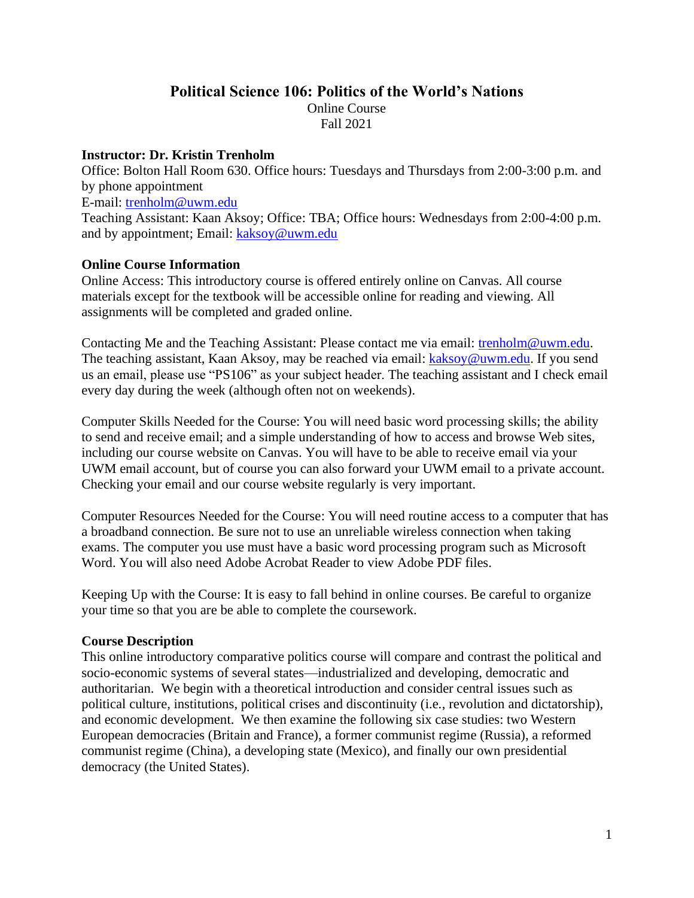# Political Science 106: Politics of the World's Nations

Online Course
Fall 2021

**Instructor: Dr. Kristin Trenholm**
Office: Bolton Hall Room 630. Office hours: Tuesdays and Thursdays from 2:00-3:00 p.m. and by phone appointment
E-mail: trenholm@uwm.edu
Teaching Assistant: Kaan Aksoy; Office: TBA; Office hours: Wednesdays from 2:00-4:00 p.m. and by appointment; Email: kaksoy@uwm.edu

**Online Course Information**
Online Access: This introductory course is offered entirely online on Canvas. All course materials except for the textbook will be accessible online for reading and viewing. All assignments will be completed and graded online.

Contacting Me and the Teaching Assistant: Please contact me via email: trenholm@uwm.edu. The teaching assistant, Kaan Aksoy, may be reached via email: kaksoy@uwm.edu. If you send us an email, please use "PS106" as your subject header. The teaching assistant and I check email every day during the week (although often not on weekends).

Computer Skills Needed for the Course: You will need basic word processing skills; the ability to send and receive email; and a simple understanding of how to access and browse Web sites, including our course website on Canvas. You will have to be able to receive email via your UWM email account, but of course you can also forward your UWM email to a private account. Checking your email and our course website regularly is very important.

Computer Resources Needed for the Course: You will need routine access to a computer that has a broadband connection. Be sure not to use an unreliable wireless connection when taking exams. The computer you use must have a basic word processing program such as Microsoft Word. You will also need Adobe Acrobat Reader to view Adobe PDF files.

Keeping Up with the Course: It is easy to fall behind in online courses. Be careful to organize your time so that you are be able to complete the coursework.

**Course Description**
This online introductory comparative politics course will compare and contrast the political and socio-economic systems of several states—industrialized and developing, democratic and authoritarian. We begin with a theoretical introduction and consider central issues such as political culture, institutions, political crises and discontinuity (i.e., revolution and dictatorship), and economic development. We then examine the following six case studies: two Western European democracies (Britain and France), a former communist regime (Russia), a reformed communist regime (China), a developing state (Mexico), and finally our own presidential democracy (the United States).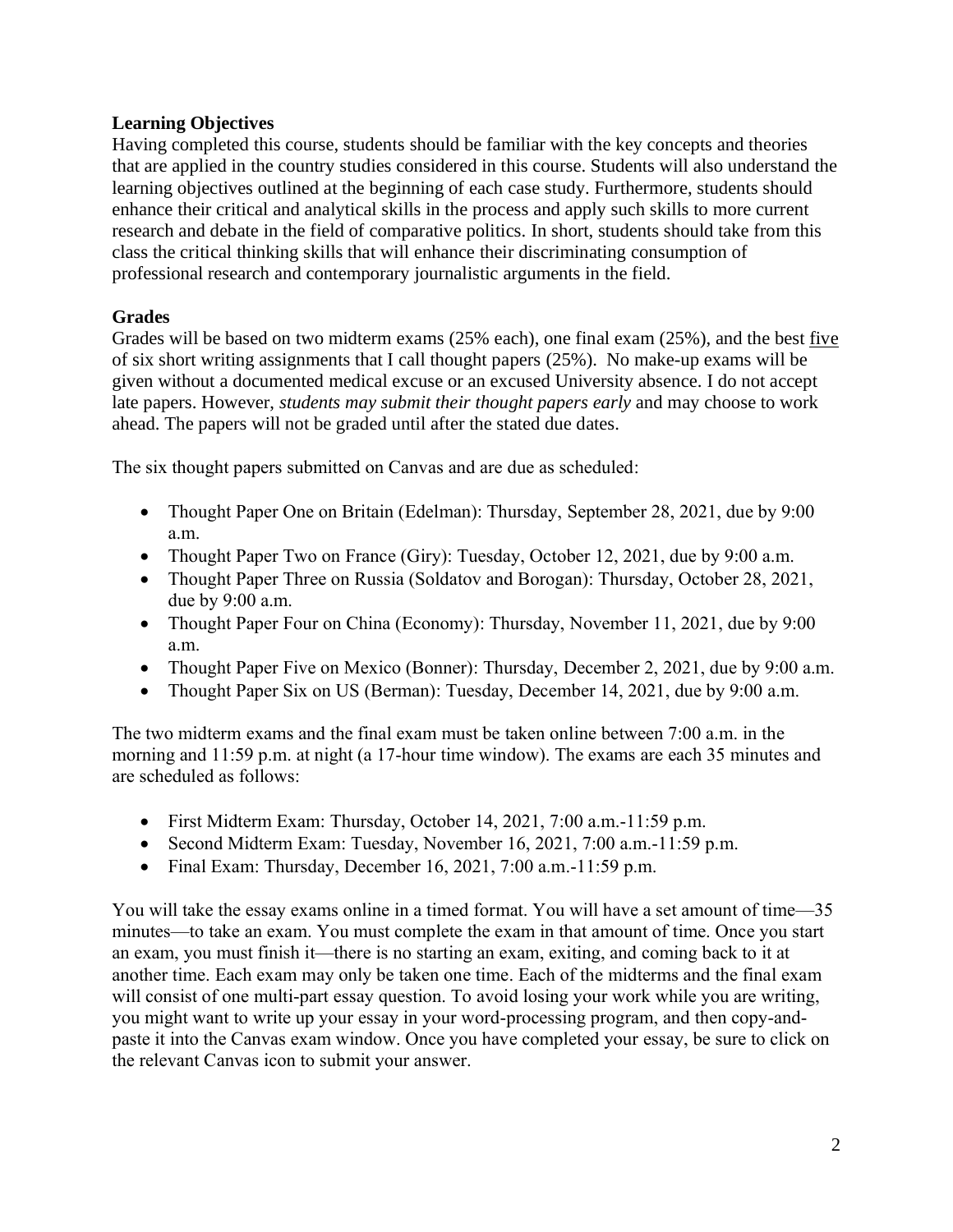## Learning Objectives

Having completed this course, students should be familiar with the key concepts and theories that are applied in the country studies considered in this course. Students will also understand the learning objectives outlined at the beginning of each case study. Furthermore, students should enhance their critical and analytical skills in the process and apply such skills to more current research and debate in the field of comparative politics. In short, students should take from this class the critical thinking skills that will enhance their discriminating consumption of professional research and contemporary journalistic arguments in the field.

## Grades

Grades will be based on two midterm exams (25% each), one final exam (25%), and the best five of six short writing assignments that I call thought papers (25%). No make-up exams will be given without a documented medical excuse or an excused University absence. I do not accept late papers. However, *students may submit their thought papers early* and may choose to work ahead. The papers will not be graded until after the stated due dates.

The six thought papers submitted on Canvas and are due as scheduled:

- Thought Paper One on Britain (Edelman): Thursday, September 28, 2021, due by 9:00 a.m.
- Thought Paper Two on France (Giry): Tuesday, October 12, 2021, due by 9:00 a.m.
- Thought Paper Three on Russia (Soldatov and Borogan): Thursday, October 28, 2021, due by 9:00 a.m.
- Thought Paper Four on China (Economy): Thursday, November 11, 2021, due by 9:00 a.m.
- Thought Paper Five on Mexico (Bonner): Thursday, December 2, 2021, due by 9:00 a.m.
- Thought Paper Six on US (Berman): Tuesday, December 14, 2021, due by 9:00 a.m.

The two midterm exams and the final exam must be taken online between 7:00 a.m. in the morning and 11:59 p.m. at night (a 17-hour time window). The exams are each 35 minutes and are scheduled as follows:

- First Midterm Exam: Thursday, October 14, 2021, 7:00 a.m.-11:59 p.m.
- Second Midterm Exam: Tuesday, November 16, 2021, 7:00 a.m.-11:59 p.m.
- Final Exam: Thursday, December 16, 2021, 7:00 a.m.-11:59 p.m.

You will take the essay exams online in a timed format. You will have a set amount of time—35 minutes—to take an exam. You must complete the exam in that amount of time. Once you start an exam, you must finish it—there is no starting an exam, exiting, and coming back to it at another time. Each exam may only be taken one time. Each of the midterms and the final exam will consist of one multi-part essay question. To avoid losing your work while you are writing, you might want to write up your essay in your word-processing program, and then copy-and-paste it into the Canvas exam window. Once you have completed your essay, be sure to click on the relevant Canvas icon to submit your answer.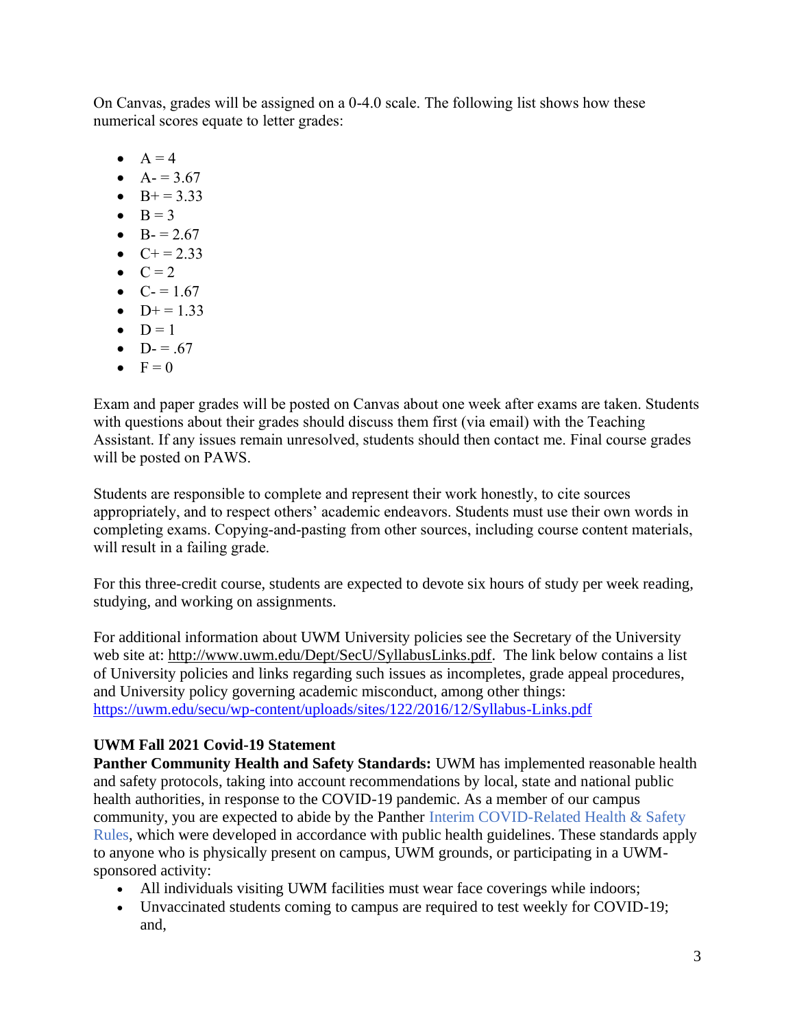On Canvas, grades will be assigned on a 0-4.0 scale. The following list shows how these numerical scores equate to letter grades:

- A = 4
- A- = 3.67
- B+ = 3.33
- B = 3
- B- = 2.67
- C+ = 2.33
- C = 2
- C- = 1.67
- D+ = 1.33
- D = 1
- D- = .67
- F = 0

Exam and paper grades will be posted on Canvas about one week after exams are taken. Students with questions about their grades should discuss them first (via email) with the Teaching Assistant. If any issues remain unresolved, students should then contact me. Final course grades will be posted on PAWS.

Students are responsible to complete and represent their work honestly, to cite sources appropriately, and to respect others' academic endeavors. Students must use their own words in completing exams. Copying-and-pasting from other sources, including course content materials, will result in a failing grade.

For this three-credit course, students are expected to devote six hours of study per week reading, studying, and working on assignments.

For additional information about UWM University policies see the Secretary of the University web site at: http://www.uwm.edu/Dept/SecU/SyllabusLinks.pdf. The link below contains a list of University policies and links regarding such issues as incompletes, grade appeal procedures, and University policy governing academic misconduct, among other things: https://uwm.edu/secu/wp-content/uploads/sites/122/2016/12/Syllabus-Links.pdf

**UWM Fall 2021 Covid-19 Statement**

**Panther Community Health and Safety Standards:** UWM has implemented reasonable health and safety protocols, taking into account recommendations by local, state and national public health authorities, in response to the COVID-19 pandemic. As a member of our campus community, you are expected to abide by the Panther Interim COVID-Related Health & Safety Rules, which were developed in accordance with public health guidelines. These standards apply to anyone who is physically present on campus, UWM grounds, or participating in a UWM-sponsored activity:

- All individuals visiting UWM facilities must wear face coverings while indoors;
- Unvaccinated students coming to campus are required to test weekly for COVID-19; and,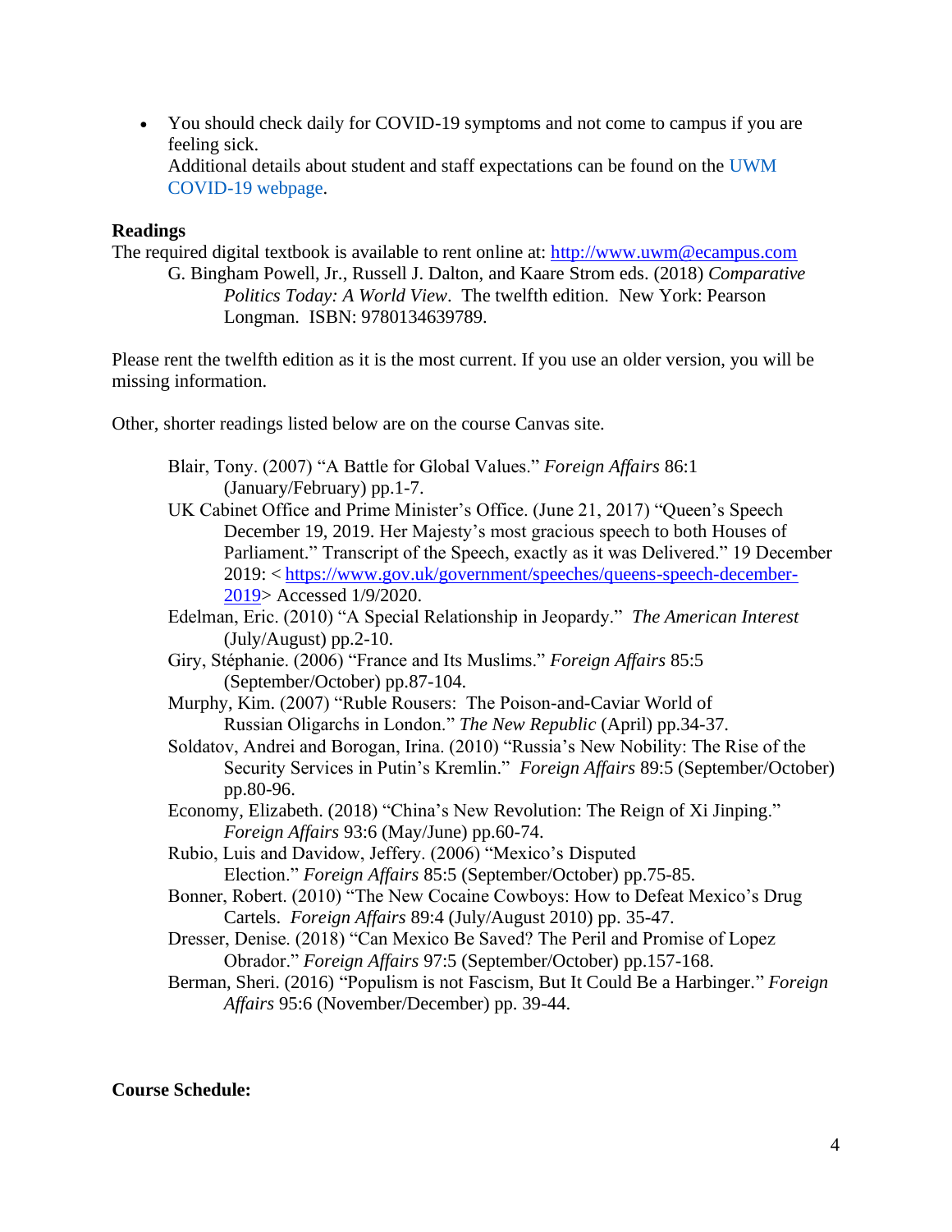- You should check daily for COVID-19 symptoms and not come to campus if you are feeling sick.
  Additional details about student and staff expectations can be found on the UWM COVID-19 webpage.

**Readings**

The required digital textbook is available to rent online at: http://www.uwm@ecampus.com

G. Bingham Powell, Jr., Russell J. Dalton, and Kaare Strom eds. (2018) *Comparative Politics Today: A World View*. The twelfth edition. New York: Pearson Longman. ISBN: 9780134639789.

Please rent the twelfth edition as it is the most current. If you use an older version, you will be missing information.

Other, shorter readings listed below are on the course Canvas site.

Blair, Tony. (2007) "A Battle for Global Values." *Foreign Affairs* 86:1 (January/February) pp.1-7.

UK Cabinet Office and Prime Minister's Office. (June 21, 2017) "Queen's Speech December 19, 2019. Her Majesty's most gracious speech to both Houses of Parliament." Transcript of the Speech, exactly as it was Delivered." 19 December 2019: < https://www.gov.uk/government/speeches/queens-speech-december-2019> Accessed 1/9/2020.

Edelman, Eric. (2010) "A Special Relationship in Jeopardy." *The American Interest* (July/August) pp.2-10.

Giry, Stéphanie. (2006) "France and Its Muslims." *Foreign Affairs* 85:5 (September/October) pp.87-104.

Murphy, Kim. (2007) "Ruble Rousers: The Poison-and-Caviar World of Russian Oligarchs in London." *The New Republic* (April) pp.34-37.

Soldatov, Andrei and Borogan, Irina. (2010) "Russia's New Nobility: The Rise of the Security Services in Putin's Kremlin." *Foreign Affairs* 89:5 (September/October) pp.80-96.

Economy, Elizabeth. (2018) "China's New Revolution: The Reign of Xi Jinping." *Foreign Affairs* 93:6 (May/June) pp.60-74.

Rubio, Luis and Davidow, Jeffery. (2006) "Mexico's Disputed Election." *Foreign Affairs* 85:5 (September/October) pp.75-85.

Bonner, Robert. (2010) "The New Cocaine Cowboys: How to Defeat Mexico's Drug Cartels. *Foreign Affairs* 89:4 (July/August 2010) pp. 35-47.

Dresser, Denise. (2018) "Can Mexico Be Saved? The Peril and Promise of Lopez Obrador." *Foreign Affairs* 97:5 (September/October) pp.157-168.

Berman, Sheri. (2016) "Populism is not Fascism, But It Could Be a Harbinger." *Foreign Affairs* 95:6 (November/December) pp. 39-44.

**Course Schedule:**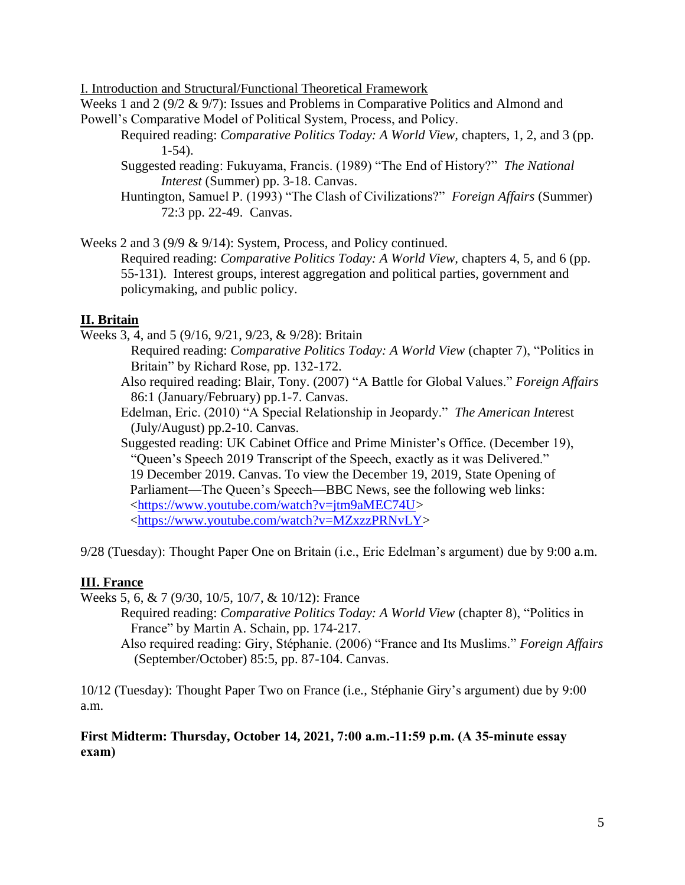I. Introduction and Structural/Functional Theoretical Framework

Weeks 1 and 2 (9/2 & 9/7): Issues and Problems in Comparative Politics and Almond and Powell's Comparative Model of Political System, Process, and Policy.

Required reading: *Comparative Politics Today: A World View*, chapters, 1, 2, and 3 (pp. 1-54).

Suggested reading: Fukuyama, Francis. (1989) "The End of History?" *The National Interest* (Summer) pp. 3-18. Canvas.

Huntington, Samuel P. (1993) "The Clash of Civilizations?" *Foreign Affairs* (Summer) 72:3 pp. 22-49. Canvas.

Weeks 2 and 3 (9/9 & 9/14): System, Process, and Policy continued.

Required reading: *Comparative Politics Today: A World View*, chapters 4, 5, and 6 (pp. 55-131). Interest groups, interest aggregation and political parties, government and policymaking, and public policy.

## II. Britain

Weeks 3, 4, and 5 (9/16, 9/21, 9/23, & 9/28): Britain

Required reading: *Comparative Politics Today: A World View* (chapter 7), "Politics in Britain" by Richard Rose, pp. 132-172.

Also required reading: Blair, Tony. (2007) "A Battle for Global Values." *Foreign Affairs* 86:1 (January/February) pp.1-7. Canvas.

Edelman, Eric. (2010) "A Special Relationship in Jeopardy." *The American Interest* (July/August) pp.2-10. Canvas.

Suggested reading: UK Cabinet Office and Prime Minister's Office. (December 19), "Queen's Speech 2019 Transcript of the Speech, exactly as it was Delivered." 19 December 2019. Canvas. To view the December 19, 2019, State Opening of Parliament—The Queen's Speech—BBC News, see the following web links: <https://www.youtube.com/watch?v=jtm9aMEC74U> <https://www.youtube.com/watch?v=MZxzzPRNvLY>

9/28 (Tuesday): Thought Paper One on Britain (i.e., Eric Edelman's argument) due by 9:00 a.m.

## III. France

Weeks 5, 6, & 7 (9/30, 10/5, 10/7, & 10/12): France

Required reading: *Comparative Politics Today: A World View* (chapter 8), "Politics in France" by Martin A. Schain, pp. 174-217.

Also required reading: Giry, Stéphanie. (2006) "France and Its Muslims." *Foreign Affairs* (September/October) 85:5, pp. 87-104. Canvas.

10/12 (Tuesday): Thought Paper Two on France (i.e., Stéphanie Giry's argument) due by 9:00 a.m.

**First Midterm: Thursday, October 14, 2021, 7:00 a.m.-11:59 p.m. (A 35-minute essay exam)**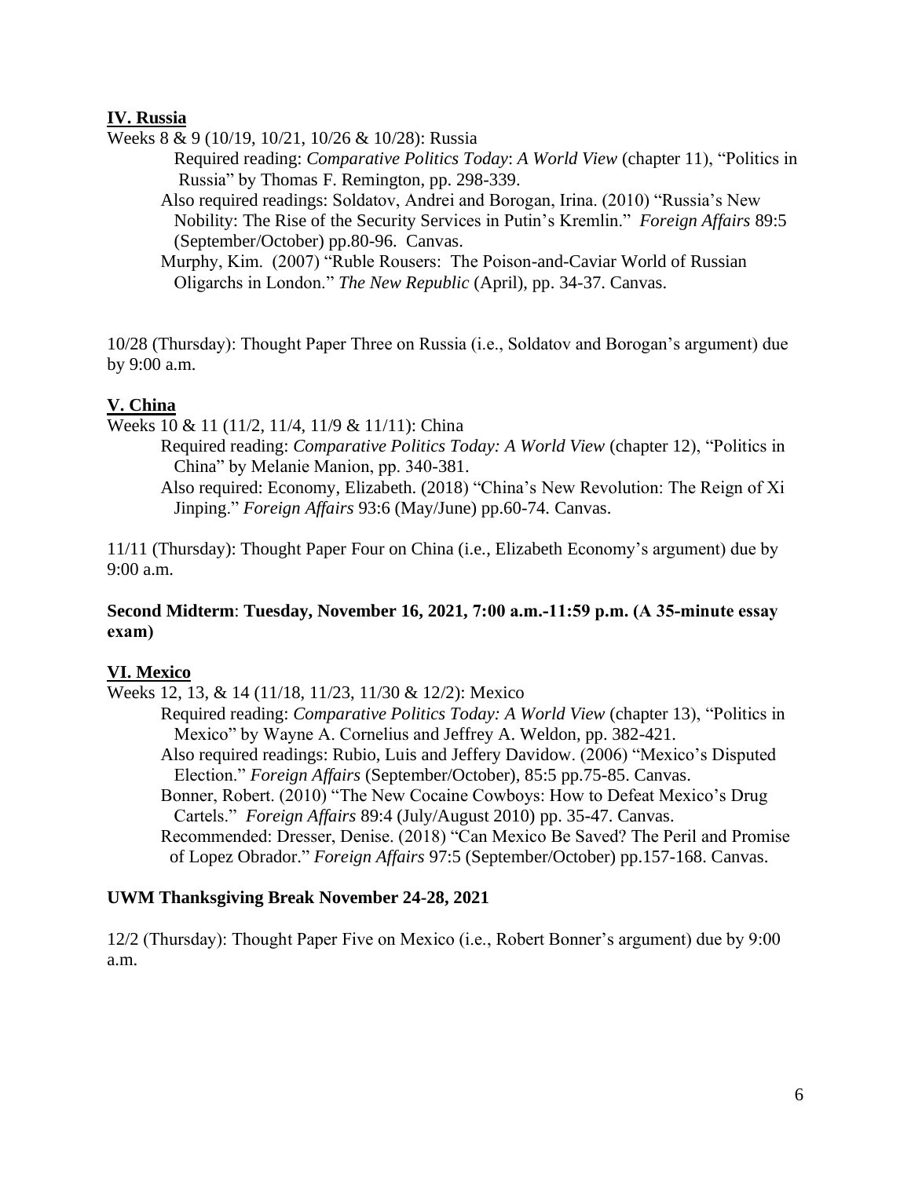## IV. Russia

Weeks 8 & 9 (10/19, 10/21, 10/26 & 10/28): Russia

Required reading: *Comparative Politics Today*: *A World View* (chapter 11), "Politics in Russia" by Thomas F. Remington, pp. 298-339.

Also required readings: Soldatov, Andrei and Borogan, Irina. (2010) "Russia's New Nobility: The Rise of the Security Services in Putin's Kremlin." *Foreign Affairs* 89:5 (September/October) pp.80-96. Canvas.

Murphy, Kim. (2007) "Ruble Rousers: The Poison-and-Caviar World of Russian Oligarchs in London." *The New Republic* (April), pp. 34-37. Canvas.

10/28 (Thursday): Thought Paper Three on Russia (i.e., Soldatov and Borogan's argument) due by 9:00 a.m.

## V. China

Weeks 10 & 11 (11/2, 11/4, 11/9 & 11/11): China

Required reading: *Comparative Politics Today: A World View* (chapter 12), "Politics in China" by Melanie Manion, pp. 340-381.

Also required: Economy, Elizabeth. (2018) "China's New Revolution: The Reign of Xi Jinping." *Foreign Affairs* 93:6 (May/June) pp.60-74. Canvas.

11/11 (Thursday): Thought Paper Four on China (i.e., Elizabeth Economy's argument) due by 9:00 a.m.

**Second Midterm**: **Tuesday, November 16, 2021, 7:00 a.m.-11:59 p.m. (A 35-minute essay exam)**

## VI. Mexico

Weeks 12, 13, & 14 (11/18, 11/23, 11/30 & 12/2): Mexico

Required reading: *Comparative Politics Today: A World View* (chapter 13), "Politics in Mexico" by Wayne A. Cornelius and Jeffrey A. Weldon, pp. 382-421.

Also required readings: Rubio, Luis and Jeffery Davidow. (2006) "Mexico's Disputed Election." *Foreign Affairs* (September/October), 85:5 pp.75-85. Canvas.

Bonner, Robert. (2010) "The New Cocaine Cowboys: How to Defeat Mexico's Drug Cartels." *Foreign Affairs* 89:4 (July/August 2010) pp. 35-47. Canvas.

Recommended: Dresser, Denise. (2018) "Can Mexico Be Saved? The Peril and Promise of Lopez Obrador." *Foreign Affairs* 97:5 (September/October) pp.157-168. Canvas.

**UWM Thanksgiving Break November 24-28, 2021**

12/2 (Thursday): Thought Paper Five on Mexico (i.e., Robert Bonner's argument) due by 9:00 a.m.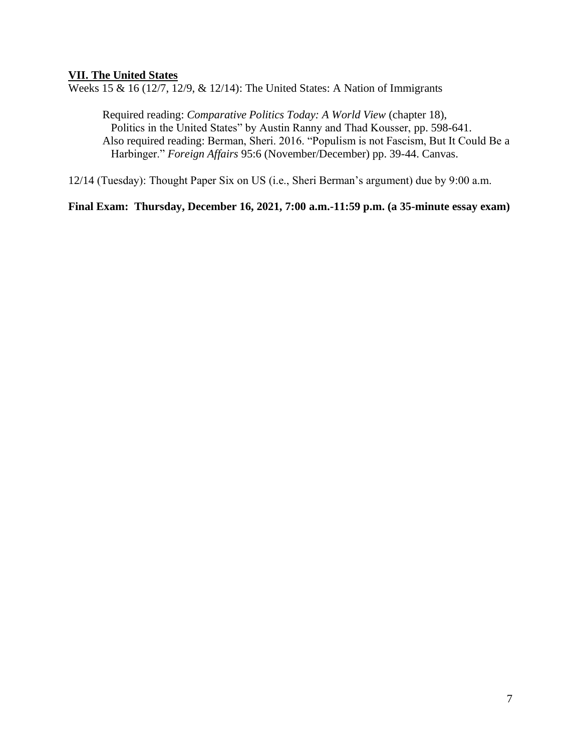**<u>VII. The United States</u>**

Weeks 15 & 16 (12/7, 12/9, & 12/14): The United States: A Nation of Immigrants

Required reading: *Comparative Politics Today: A World View* (chapter 18), Politics in the United States" by Austin Ranny and Thad Kousser, pp. 598-641.
Also required reading: Berman, Sheri. 2016. "Populism is not Fascism, But It Could Be a Harbinger." *Foreign Affairs* 95:6 (November/December) pp. 39-44. Canvas.

12/14 (Tuesday): Thought Paper Six on US (i.e., Sheri Berman's argument) due by 9:00 a.m.

**Final Exam: Thursday, December 16, 2021, 7:00 a.m.-11:59 p.m. (a 35-minute essay exam)**